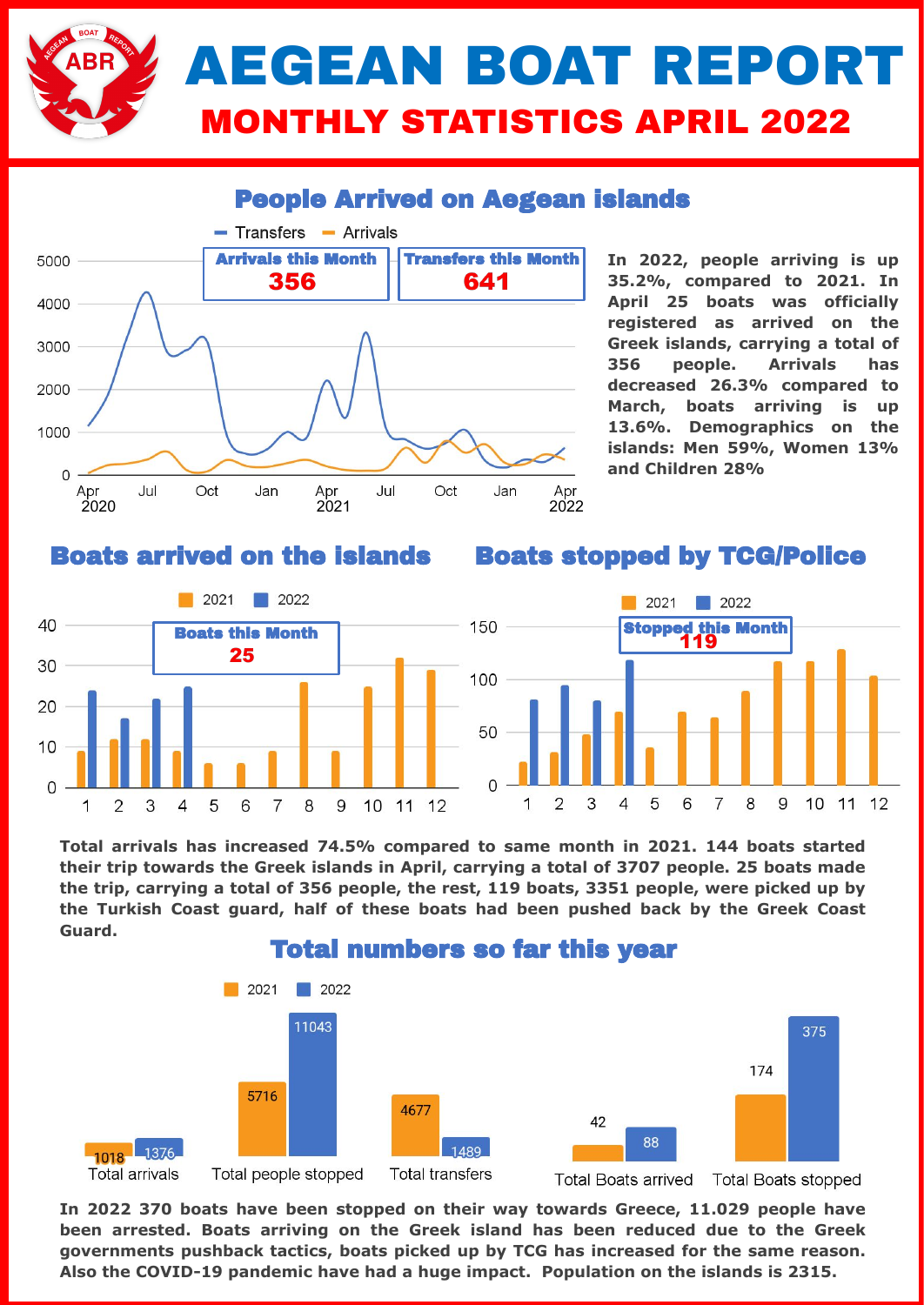# AEGEAN BOAT REPORT

## MONTHLY STATISTICS APRIL 2022

### People Arrived on Aegean islands

Arrivals this Month: 356

Transfers this Month: 641

In 2022, people arriving is up 35.2%, compared to 2021. In April 25 boats was officially registered as arrived on the Greek islands, carrying a total of 356 people. Arrivals has decreased 26.3% compared to March, boats arriving is up 13.6%. Demographics on the islands: Men 59%, Women 13% and Children 28%

### Boats arrived on the islands

Boats this Month: 25

### Boats stopped by TCG/Police

Stopped this Month: 119

**Total arrivals has increased 74.5% compared to same month in 2021. 144 boats started their trip towards the Greek islands in April, carrying a total of 3707 people. 25 boats made the trip, carrying a total of 356 people, the rest, 119 boats, 3351 people, were picked up by the Turkish Coast guard, half of these boats had been pushed back by the Greek Coast Guard.**

### Total numbers so far this year

| | 2021 | 2022 |
|---|---|---|
| Total arrivals | 1018 | 1376 |
| Total people stopped | 5716 | 11043 |
| Total transfers | 4677 | 1489 |
| Total Boats arrived | 42 | 88 |
| Total Boats stopped | 174 | 375 |

**In 2022 370 boats have been stopped on their way towards Greece, 11.029 people have been arrested. Boats arriving on the Greek island has been reduced due to the Greek governments pushback tactics, boats picked up by TCG has increased for the same reason. Also the COVID-19 pandemic have had a huge impact. Population on the islands is 2315.**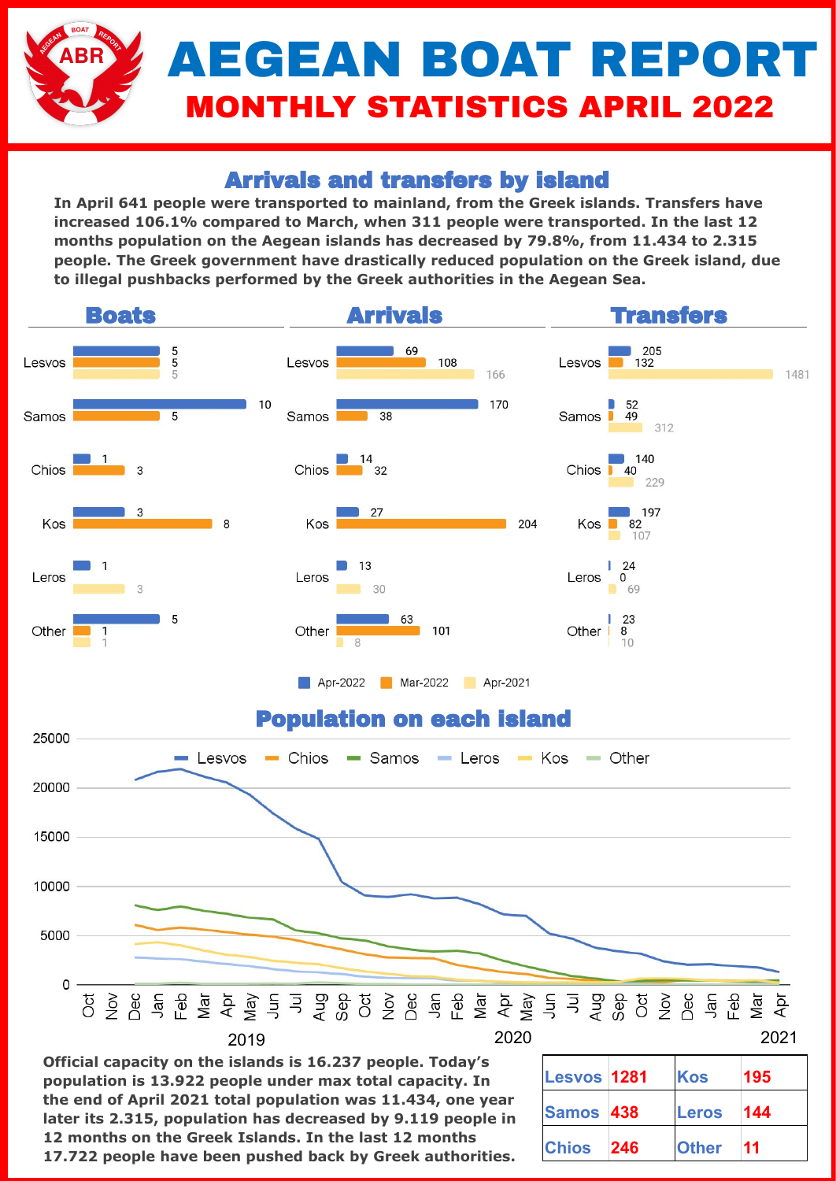# AEGEAN BOAT REPORT

## MONTHLY STATISTICS APRIL 2022

### Arrivals and transfers by island

**In April 641 people were transported to mainland, from the Greek islands. Transfers have increased 106.1% compared to March, when 311 people were transported. In the last 12 months population on the Aegean islands has decreased by 79.8%, from 11.434 to 2.315 people. The Greek government have drastically reduced population on the Greek island, due to illegal pushbacks performed by the Greek authorities in the Aegean Sea.**

#### Boats

| Island | Apr-2022 | Mar-2022 | Apr-2021 |
|---|---|---|---|
| Lesvos | 5 | 5 | 5 |
| Samos | 10 | 5 | |
| Chios | 1 | 3 | |
| Kos | 3 | 8 | |
| Leros | 1 | | 3 |
| Other | 5 | 1 | 1 |

#### Arrivals

| Island | Apr-2022 | Mar-2022 | Apr-2021 |
|---|---|---|---|
| Lesvos | 69 | 108 | 166 |
| Samos | 170 | 38 | |
| Chios | 14 | 32 | |
| Kos | 27 | 204 | |
| Leros | 13 | | 30 |
| Other | 63 | 101 | 8 |

#### Transfers

| Island | Apr-2022 | Mar-2022 | Apr-2021 |
|---|---|---|---|
| Lesvos | 205 | 132 | 1481 |
| Samos | 52 | 49 | 312 |
| Chios | 140 | 40 | 229 |
| Kos | 197 | 82 | 107 |
| Leros | 24 | 0 | 69 |
| Other | 23 | 8 | 10 |

### Population on each island

**Official capacity on the islands is 16.237 people. Today's population is 13.922 people under max total capacity. In the end of April 2021 total population was 11.434, one year later its 2.315, population has decreased by 9.119 people in 12 months on the Greek Islands. In the last 12 months 17.722 people have been pushed back by Greek authorities.**

| | | | |
|---|---|---|---|
| Lesvos | 1281 | Kos | 195 |
| Samos | 438 | Leros | 144 |
| Chios | 246 | Other | 11 |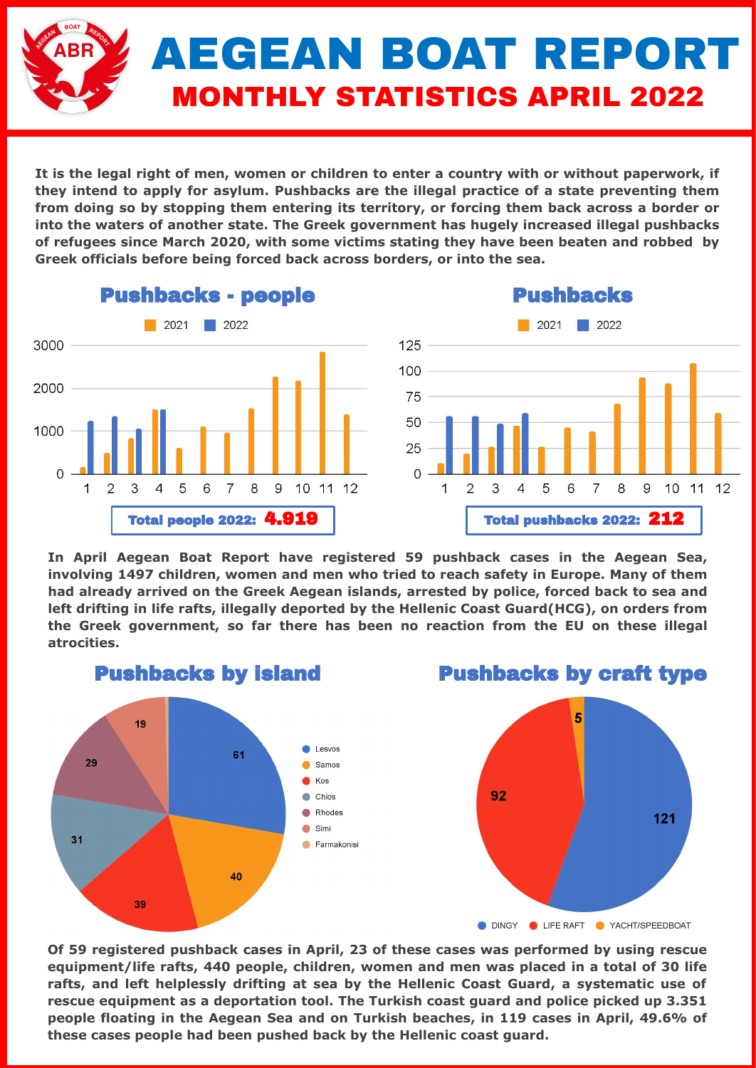# AEGEAN BOAT REPORT

## MONTHLY STATISTICS APRIL 2022

**It is the legal right of men, women or children to enter a country with or without paperwork, if they intend to apply for asylum. Pushbacks are the illegal practice of a state preventing them from doing so by stopping them entering its territory, or forcing them back across a border or into the waters of another state. The Greek government has hugely increased illegal pushbacks of refugees since March 2020, with some victims stating they have been beaten and robbed by Greek officials before being forced back across borders, or into the sea.**

### Pushbacks - people

2021
2022

3000
2000
1000
0

1 2 3 4 5 6 7 8 9 10 11 12

**Total people 2022: 4.919**

### Pushbacks

2021
2022

125
100
75
50
25
0

1 2 3 4 5 6 7 8 9 10 11 12

**Total pushbacks 2022: 212**

**In April Aegean Boat Report have registered 59 pushback cases in the Aegean Sea, involving 1497 children, women and men who tried to reach safety in Europe. Many of them had already arrived on the Greek Aegean islands, arrested by police, forced back to sea and left drifting in life rafts, illegally deported by the Hellenic Coast Guard(HCG), on orders from the Greek government, so far there has been no reaction from the EU on these illegal atrocities.**

### Pushbacks by island

61
40
39
31
29
19

Lesvos
Samos
Kos
Chios
Rhodes
Simi
Farmakonisi

### Pushbacks by craft type

121
92
5

DINGY
LIFE RAFT
YACHT/SPEEDBOAT

**Of 59 registered pushback cases in April, 23 of these cases was performed by using rescue equipment/life rafts, 440 people, children, women and men was placed in a total of 30 life rafts, and left helplessly drifting at sea by the Hellenic Coast Guard, a systematic use of rescue equipment as a deportation tool. The Turkish coast guard and police picked up 3.351 people floating in the Aegean Sea and on Turkish beaches, in 119 cases in April, 49.6% of these cases people had been pushed back by the Hellenic coast guard.**